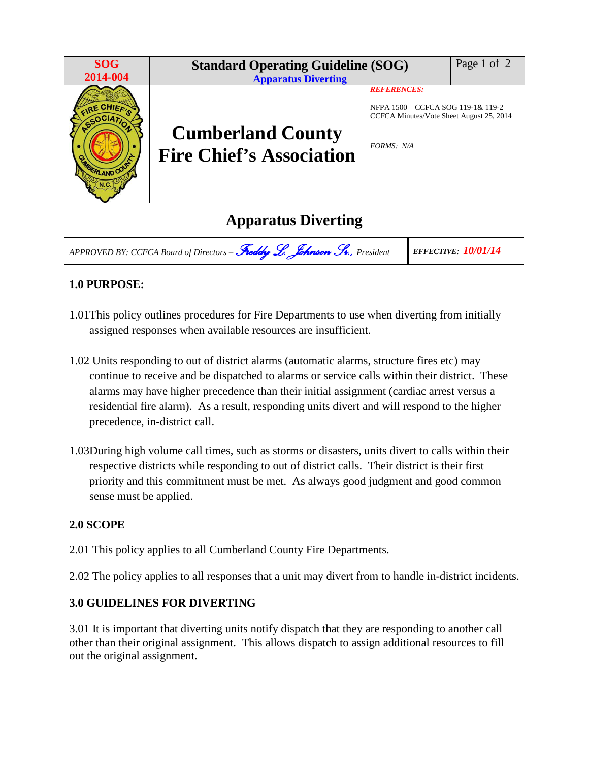| SOG 2014-004 | Standard Operating Guideline (SOG) Apparatus Diverting | |
|---|---|---|
| | **Cumberland County Fire Chief's Association** | *REFERENCES:* NFPA 1500 – CCFCA SOG 119-1& 119-2 CCFCA Minutes/Vote Sheet August 25, 2014 |
| | | *FORMS: N/A* |

# Apparatus Diverting

*APPROVED BY: CCFCA Board of Directors – Freddy L. Johnson Sr., President* | *EFFECTIVE: 10/01/14*

**1.0 PURPOSE:**

1.01 This policy outlines procedures for Fire Departments to use when diverting from initially assigned responses when available resources are insufficient.

1.02 Units responding to out of district alarms (automatic alarms, structure fires etc) may continue to receive and be dispatched to alarms or service calls within their district. These alarms may have higher precedence than their initial assignment (cardiac arrest versus a residential fire alarm). As a result, responding units divert and will respond to the higher precedence, in-district call.

1.03 During high volume call times, such as storms or disasters, units divert to calls within their respective districts while responding to out of district calls. Their district is their first priority and this commitment must be met. As always good judgment and good common sense must be applied.

**2.0 SCOPE**

2.01 This policy applies to all Cumberland County Fire Departments.

2.02 The policy applies to all responses that a unit may divert from to handle in-district incidents.

**3.0 GUIDELINES FOR DIVERTING**

3.01 It is important that diverting units notify dispatch that they are responding to another call other than their original assignment. This allows dispatch to assign additional resources to fill out the original assignment.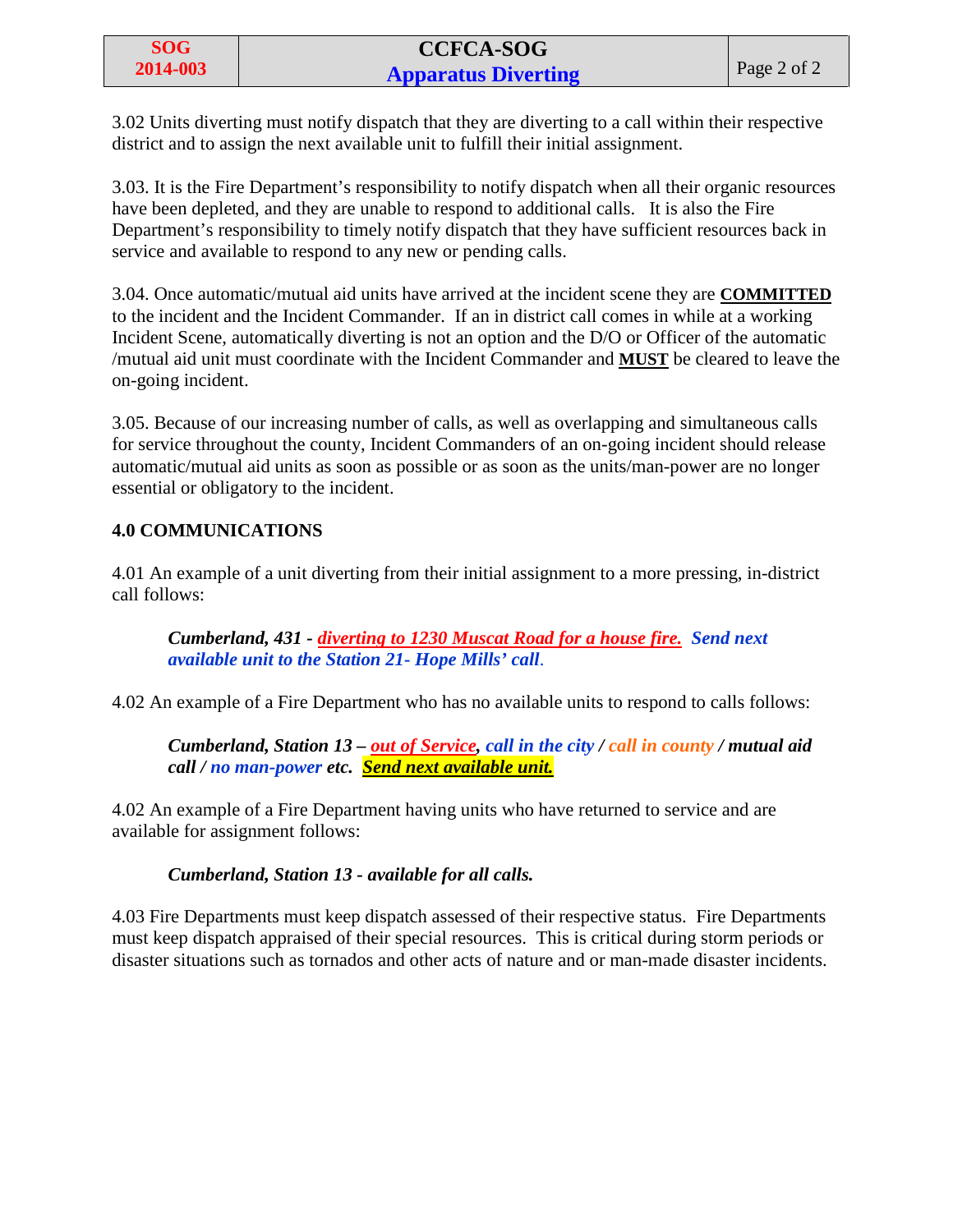3.02 Units diverting must notify dispatch that they are diverting to a call within their respective district and to assign the next available unit to fulfill their initial assignment.

3.03. It is the Fire Department's responsibility to notify dispatch when all their organic resources have been depleted, and they are unable to respond to additional calls. It is also the Fire Department's responsibility to timely notify dispatch that they have sufficient resources back in service and available to respond to any new or pending calls.

3.04. Once automatic/mutual aid units have arrived at the incident scene they are **COMMITTED** to the incident and the Incident Commander. If an in district call comes in while at a working Incident Scene, automatically diverting is not an option and the D/O or Officer of the automatic /mutual aid unit must coordinate with the Incident Commander and **MUST** be cleared to leave the on-going incident.

3.05. Because of our increasing number of calls, as well as overlapping and simultaneous calls for service throughout the county, Incident Commanders of an on-going incident should release automatic/mutual aid units as soon as possible or as soon as the units/man-power are no longer essential or obligatory to the incident.

## 4.0 COMMUNICATIONS

4.01 An example of a unit diverting from their initial assignment to a more pressing, in-district call follows:

> ***Cumberland, 431 - diverting to 1230 Muscat Road for a house fire. Send next available unit to the Station 21- Hope Mills' call.***

4.02 An example of a Fire Department who has no available units to respond to calls follows:

> ***Cumberland, Station 13 – out of Service, call in the city / call in county / mutual aid call / no man-power etc. Send next available unit.***

4.02 An example of a Fire Department having units who have returned to service and are available for assignment follows:

> ***Cumberland, Station 13 - available for all calls.***

4.03 Fire Departments must keep dispatch assessed of their respective status. Fire Departments must keep dispatch appraised of their special resources. This is critical during storm periods or disaster situations such as tornados and other acts of nature and or man-made disaster incidents.